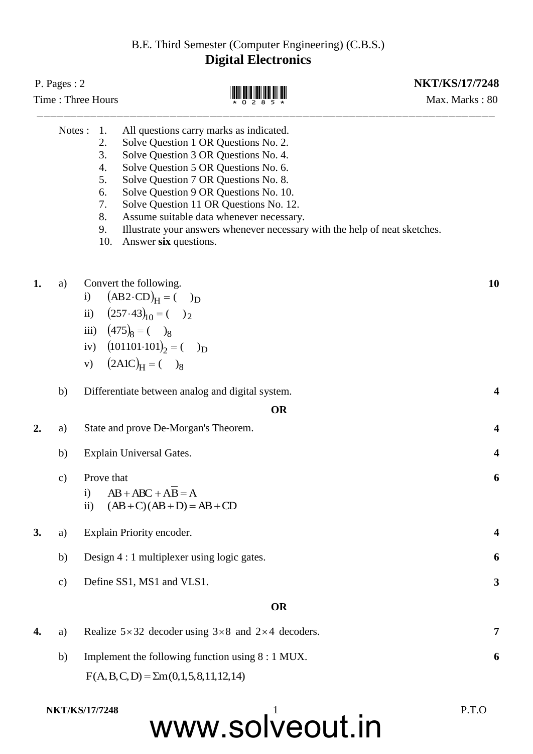B.E. Third Semester (Computer Engineering) (C.B.S.)

# Digital Electronics

P. Pages : 2 **NKT/KS/17/7248**

Time : Three Hours Max. Marks : 80

---

Notes :
1. All questions carry marks as indicated.
2. Solve Question 1 OR Questions No. 2.
3. Solve Question 3 OR Questions No. 4.
4. Solve Question 5 OR Questions No. 6.
5. Solve Question 7 OR Questions No. 8.
6. Solve Question 9 OR Questions No. 10.
7. Solve Question 11 OR Questions No. 12.
8. Assume suitable data whenever necessary.
9. Illustrate your answers whenever necessary with the help of neat sketches.
10. Answer **six** questions.

**1.** a) Convert the following. **10**

i) $(AB2 \cdot CD)_H = (\quad)_D$

ii) $(257 \cdot 43)_{10} = (\quad)_2$

iii) $(475)_8 = (\quad)_8$

iv) $(101101 \cdot 101)_2 = (\quad)_D$

v) $(2A1C)_H = (\quad)_8$

b) Differentiate between analog and digital system. **4**

**OR**

**2.** a) State and prove De-Morgan's Theorem. **4**

b) Explain Universal Gates. **4**

c) Prove that **6**

i) $AB + ABC + A\overline{B} = A$

ii) $(AB + C)(AB + D) = AB + CD$

**3.** a) Explain Priority encoder. **4**

b) Design 4 : 1 multiplexer using logic gates. **6**

c) Define SS1, MS1 and VLS1. **3**

**OR**

**4.** a) Realize $5 \times 32$ decoder using $3 \times 8$ and $2 \times 4$ decoders. **7**

b) Implement the following function using 8 : 1 MUX. **6**

$F(A, B, C, D) = \Sigma m(0, 1, 5, 8, 11, 12, 14)$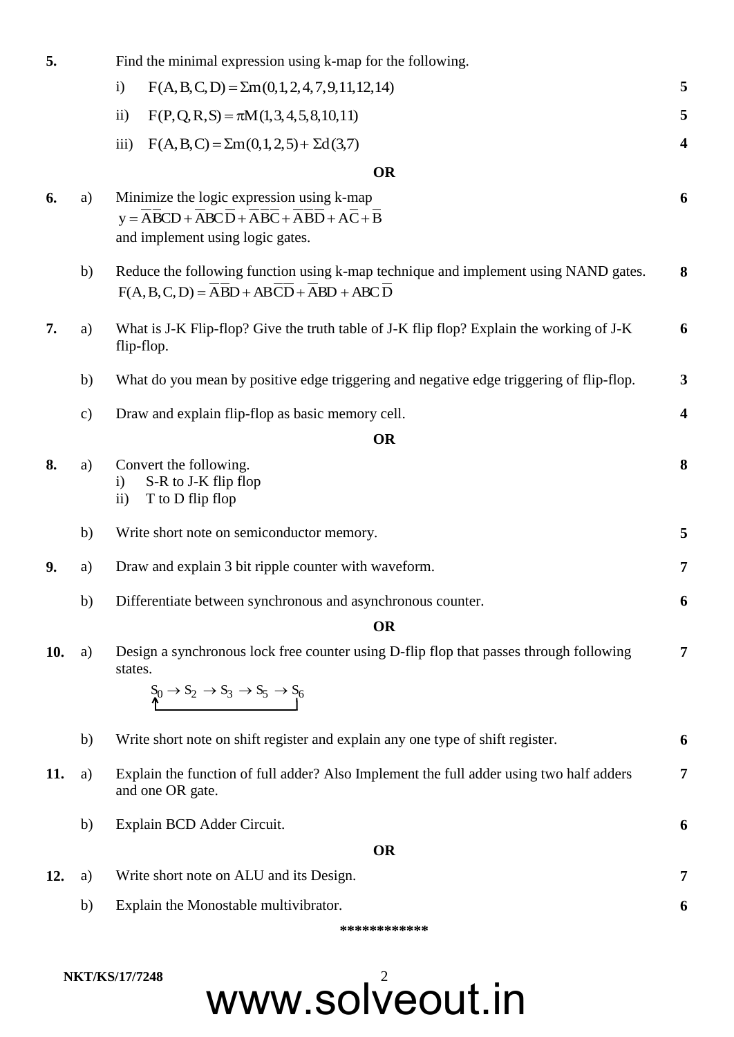5. Find the minimal expression using k-map for the following.

   i) $F(A,B,C,D) = \Sigma m(0,1,2,4,7,9,11,12,14)$ **5**

   ii) $F(P,Q,R,S) = \pi M(1,3,4,5,8,10,11)$ **5**

   iii) $F(A,B,C) = \Sigma m(0,1,2,5) + \Sigma d(3,7)$ **4**

**OR**

6. a) Minimize the logic expression using k-map **6**

   $y = \overline{A}\overline{B}CD + \overline{A}BC\overline{D} + \overline{A}\overline{B}\overline{C} + \overline{A}\overline{B}\overline{D} + A\overline{C} + \overline{B}$

   and implement using logic gates.

   b) Reduce the following function using k-map technique and implement using NAND gates. **8**

   $F(A,B,C,D) = \overline{A}\overline{B}D + AB\overline{C}\overline{D} + \overline{A}BD + ABC\overline{D}$

7. a) What is J-K Flip-flop? Give the truth table of J-K flip flop? Explain the working of J-K flip-flop. **6**

   b) What do you mean by positive edge triggering and negative edge triggering of flip-flop. **3**

   c) Draw and explain flip-flop as basic memory cell. **4**

**OR**

8. a) Convert the following. **8**
   i) S-R to J-K flip flop
   ii) T to D flip flop

   b) Write short note on semiconductor memory. **5**

9. a) Draw and explain 3 bit ripple counter with waveform. **7**

   b) Differentiate between synchronous and asynchronous counter. **6**

**OR**

10. a) Design a synchronous lock free counter using D-flip flop that passes through following states. **7**

    $S_0 \rightarrow S_2 \rightarrow S_3 \rightarrow S_5 \rightarrow S_6$ (with $S_6$ returning to $S_0$)

    b) Write short note on shift register and explain any one type of shift register. **6**

11. a) Explain the function of full adder? Also Implement the full adder using two half adders and one OR gate. **7**

    b) Explain BCD Adder Circuit. **6**

**OR**

12. a) Write short note on ALU and its Design. **7**

    b) Explain the Monostable multivibrator. **6**

************